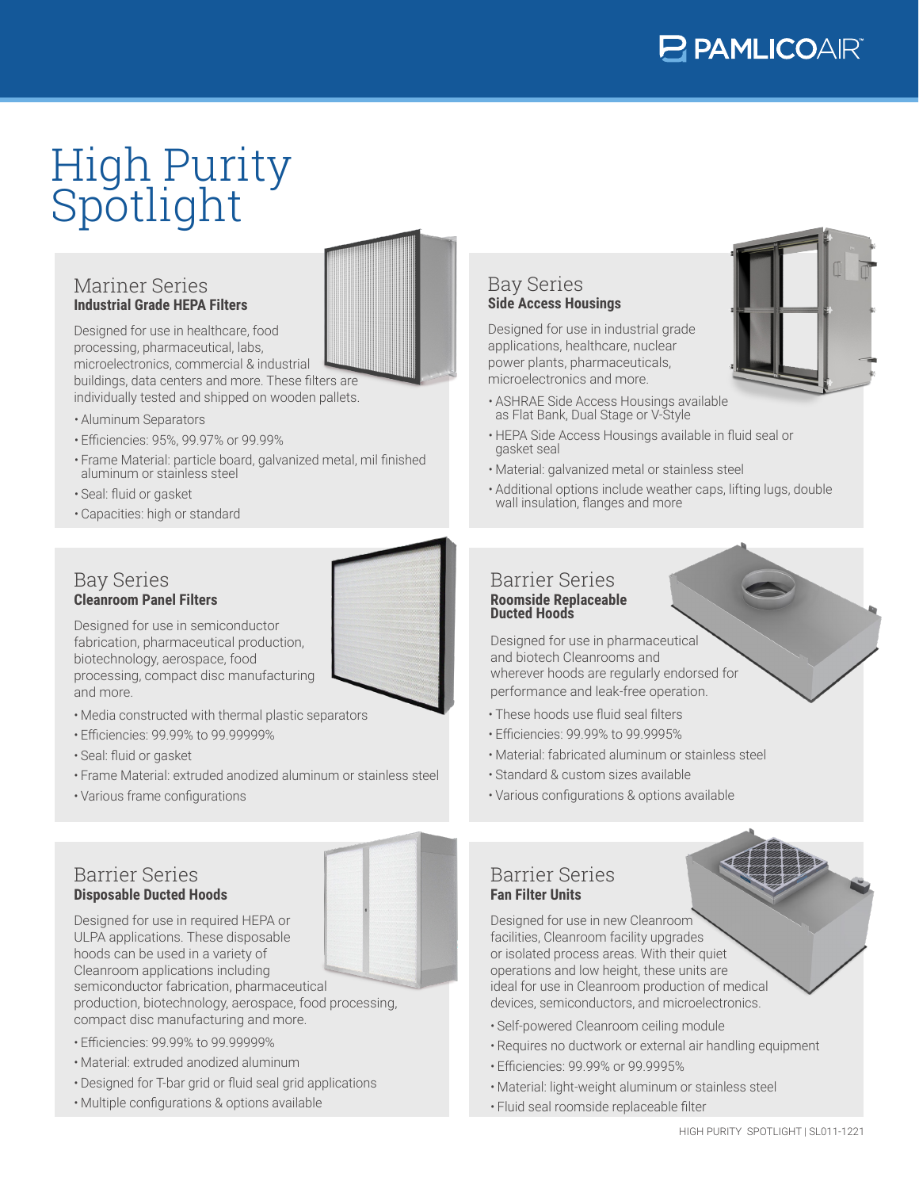# High Purity Spotlight

## Mariner Series
**Industrial Grade HEPA Filters**

Designed for use in healthcare, food processing, pharmaceutical, labs, microelectronics, commercial & industrial buildings, data centers and more. These filters are individually tested and shipped on wooden pallets.

- Aluminum Separators
- Efficiencies: 95%, 99.97% or 99.99%
- Frame Material: particle board, galvanized metal, mil finished aluminum or stainless steel
- Seal: fluid or gasket
- Capacities: high or standard

## Bay Series
**Side Access Housings**

Designed for use in industrial grade applications, healthcare, nuclear power plants, pharmaceuticals, microelectronics and more.

- ASHRAE Side Access Housings available as Flat Bank, Dual Stage or V-Style
- HEPA Side Access Housings available in fluid seal or gasket seal
- Material: galvanized metal or stainless steel
- Additional options include weather caps, lifting lugs, double wall insulation, flanges and more

## Bay Series
**Cleanroom Panel Filters**

Designed for use in semiconductor fabrication, pharmaceutical production, biotechnology, aerospace, food processing, compact disc manufacturing and more.

- Media constructed with thermal plastic separators
- Efficiencies: 99.99% to 99.99999%
- Seal: fluid or gasket
- Frame Material: extruded anodized aluminum or stainless steel
- Various frame configurations

## Barrier Series
**Roomside Replaceable Ducted Hoods**

Designed for use in pharmaceutical and biotech Cleanrooms and wherever hoods are regularly endorsed for performance and leak-free operation.

- These hoods use fluid seal filters
- Efficiencies: 99.99% to 99.9995%
- Material: fabricated aluminum or stainless steel
- Standard & custom sizes available
- Various configurations & options available

## Barrier Series
**Disposable Ducted Hoods**

Designed for use in required HEPA or ULPA applications. These disposable hoods can be used in a variety of Cleanroom applications including semiconductor fabrication, pharmaceutical production, biotechnology, aerospace, food processing, compact disc manufacturing and more.

- Efficiencies: 99.99% to 99.99999%
- Material: extruded anodized aluminum
- Designed for T-bar grid or fluid seal grid applications
- Multiple configurations & options available

## Barrier Series
**Fan Filter Units**

Designed for use in new Cleanroom facilities, Cleanroom facility upgrades or isolated process areas. With their quiet operations and low height, these units are ideal for use in Cleanroom production of medical devices, semiconductors, and microelectronics.

- Self-powered Cleanroom ceiling module
- Requires no ductwork or external air handling equipment
- Efficiencies: 99.99% or 99.9995%
- Material: light-weight aluminum or stainless steel
- Fluid seal roomside replaceable filter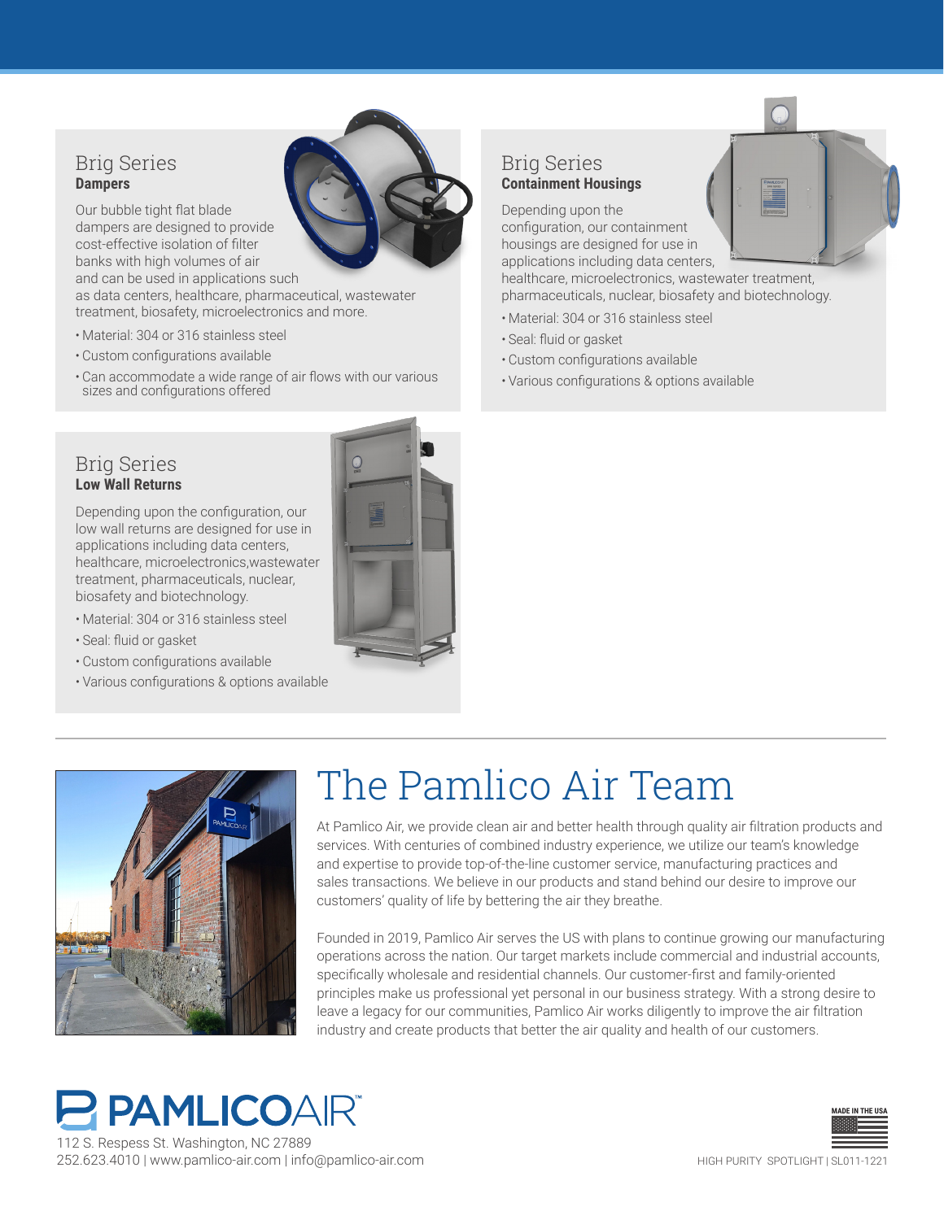## Brig Series
**Dampers**

Our bubble tight flat blade dampers are designed to provide cost-effective isolation of filter banks with high volumes of air and can be used in applications such as data centers, healthcare, pharmaceutical, wastewater treatment, biosafety, microelectronics and more.

- Material: 304 or 316 stainless steel
- Custom configurations available
- Can accommodate a wide range of air flows with our various sizes and configurations offered

## Brig Series
**Containment Housings**

Depending upon the configuration, our containment housings are designed for use in applications including data centers, healthcare, microelectronics, wastewater treatment, pharmaceuticals, nuclear, biosafety and biotechnology.

- Material: 304 or 316 stainless steel
- Seal: fluid or gasket
- Custom configurations available
- Various configurations & options available

## Brig Series
**Low Wall Returns**

Depending upon the configuration, our low wall returns are designed for use in applications including data centers, healthcare, microelectronics,wastewater treatment, pharmaceuticals, nuclear, biosafety and biotechnology.

- Material: 304 or 316 stainless steel
- Seal: fluid or gasket
- Custom configurations available
- Various configurations & options available

# The Pamlico Air Team

At Pamlico Air, we provide clean air and better health through quality air filtration products and services. With centuries of combined industry experience, we utilize our team's knowledge and expertise to provide top-of-the-line customer service, manufacturing practices and sales transactions. We believe in our products and stand behind our desire to improve our customers' quality of life by bettering the air they breathe.

Founded in 2019, Pamlico Air serves the US with plans to continue growing our manufacturing operations across the nation. Our target markets include commercial and industrial accounts, specifically wholesale and residential channels. Our customer-first and family-oriented principles make us professional yet personal in our business strategy. With a strong desire to leave a legacy for our communities, Pamlico Air works diligently to improve the air filtration industry and create products that better the air quality and health of our customers.

**PAMLICOAIR™**

112 S. Respess St. Washington, NC 27889
252.623.4010 | www.pamlico-air.com | info@pamlico-air.com

MADE IN THE USA

HIGH PURITY SPOTLIGHT | SL011-1221